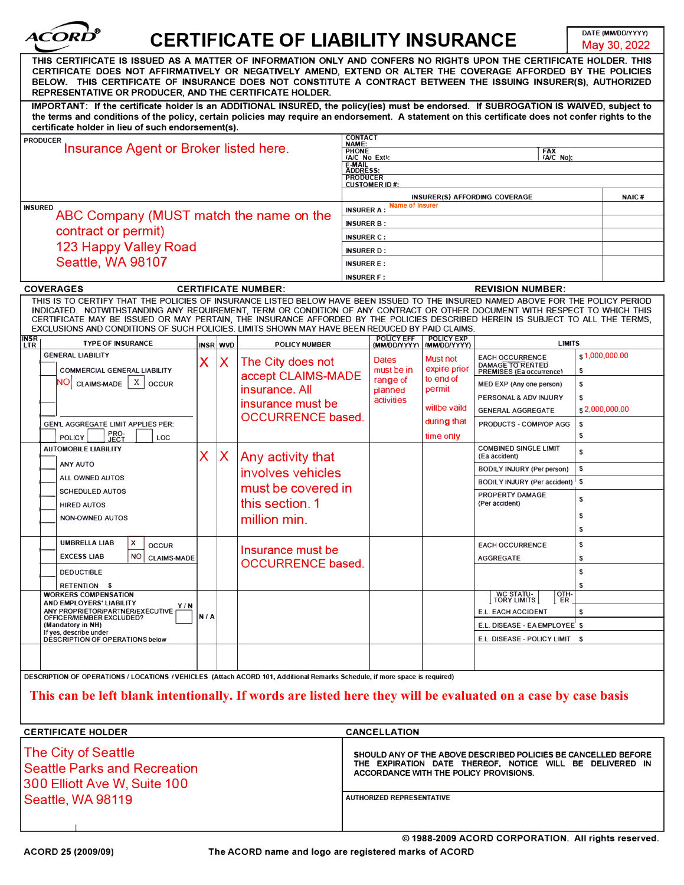# ACORD® CERTIFICATE OF LIABILITY INSURANCE

DATE (MM/DD/YYYY): May 30, 2022

THIS CERTIFICATE IS ISSUED AS A MATTER OF INFORMATION ONLY AND CONFERS NO RIGHTS UPON THE CERTIFICATE HOLDER. THIS CERTIFICATE DOES NOT AFFIRMATIVELY OR NEGATIVELY AMEND, EXTEND OR ALTER THE COVERAGE AFFORDED BY THE POLICIES BELOW. THIS CERTIFICATE OF INSURANCE DOES NOT CONSTITUTE A CONTRACT BETWEEN THE ISSUING INSURER(S), AUTHORIZED REPRESENTATIVE OR PRODUCER, AND THE CERTIFICATE HOLDER.

IMPORTANT: If the certificate holder is an ADDITIONAL INSURED, the policy(ies) must be endorsed. If SUBROGATION IS WAIVED, subject to the terms and conditions of the policy, certain policies may require an endorsement. A statement on this certificate does not confer rights to the certificate holder in lieu of such endorsement(s).

**PRODUCER**
Insurance Agent or Broker listed here.

CONTACT NAME:
PHONE (A/C, No, Ext): FAX (A/C, No):
E-MAIL ADDRESS:
PRODUCER CUSTOMER ID #:

| INSURER(S) AFFORDING COVERAGE | NAIC # |
|---|---|
| INSURER A : Name of Insurer | |
| INSURER B : | |
| INSURER C : | |
| INSURER D : | |
| INSURER E : | |
| INSURER F : | |

**INSURED**
ABC Company (MUST match the name on the contract or permit)
123 Happy Valley Road
Seattle, WA 98107

## COVERAGES

CERTIFICATE NUMBER: REVISION NUMBER:

THIS IS TO CERTIFY THAT THE POLICIES OF INSURANCE LISTED BELOW HAVE BEEN ISSUED TO THE INSURED NAMED ABOVE FOR THE POLICY PERIOD INDICATED. NOTWITHSTANDING ANY REQUIREMENT, TERM OR CONDITION OF ANY CONTRACT OR OTHER DOCUMENT WITH RESPECT TO WHICH THIS CERTIFICATE MAY BE ISSUED OR MAY PERTAIN, THE INSURANCE AFFORDED BY THE POLICIES DESCRIBED HEREIN IS SUBJECT TO ALL THE TERMS, EXCLUSIONS AND CONDITIONS OF SUCH POLICIES. LIMITS SHOWN MAY HAVE BEEN REDUCED BY PAID CLAIMS.

| INSR LTR | TYPE OF INSURANCE | INSR | WVD | POLICY NUMBER | POLICY EFF (MM/DD/YYYY) | POLICY EXP (MM/DD/YYYY) | LIMITS | |
|---|---|---|---|---|---|---|---|---|
| | GENERAL LIABILITY<br>COMMERCIAL GENERAL LIABILITY<br>NO CLAIMS-MADE X OCCUR<br>GEN'L AGGREGATE LIMIT APPLIES PER: POLICY / PRO-JECT / LOC | X | X | The City does not accept CLAIMS-MADE insurance. All insurance must be OCCURRENCE based. | Dates must be in range of planned activities | Must not expire prior to end of permit willbe vaild during that time only | EACH OCCURRENCE | $ 1,000,000.00 |
| | | | | | | | DAMAGE TO RENTED PREMISES (Ea occurrence) | $ |
| | | | | | | | MED EXP (Any one person) | $ |
| | | | | | | | PERSONAL & ADV INJURY | $ |
| | | | | | | | GENERAL AGGREGATE | $ 2,000,000.00 |
| | | | | | | | PRODUCTS - COMP/OP AGG | $ |
| | | | | | | | | $ |
| | AUTOMOBILE LIABILITY<br>ANY AUTO<br>ALL OWNED AUTOS<br>SCHEDULED AUTOS<br>HIRED AUTOS<br>NON-OWNED AUTOS | X | X | Any activity that involves vehicles must be covered in this section. 1 million min. | | | COMBINED SINGLE LIMIT (Ea accident) | $ |
| | | | | | | | BODILY INJURY (Per person) | $ |
| | | | | | | | BODILY INJURY (Per accident) | $ |
| | | | | | | | PROPERTY DAMAGE (Per accident) | $ |
| | | | | | | | | $ |
| | | | | | | | | $ |
| | UMBRELLA LIAB X OCCUR<br>EXCESS LIAB NO CLAIMS-MADE<br>DEDUCTIBLE<br>RETENTION $ | | | Insurance must be OCCURRENCE based. | | | EACH OCCURRENCE | $ |
| | | | | | | | AGGREGATE | $ |
| | | | | | | | | $ |
| | | | | | | | | $ |
| | WORKERS COMPENSATION AND EMPLOYERS' LIABILITY Y/N<br>ANY PROPRIETOR/PARTNER/EXECUTIVE OFFICER/MEMBER EXCLUDED? (Mandatory in NH)<br>If yes, describe under DESCRIPTION OF OPERATIONS below | N/A | | | | | WC STATU-TORY LIMITS / OTH-ER | |
| | | | | | | | E.L. EACH ACCIDENT | $ |
| | | | | | | | E.L. DISEASE - EA EMPLOYEE | $ |
| | | | | | | | E.L. DISEASE - POLICY LIMIT | $ |

DESCRIPTION OF OPERATIONS / LOCATIONS / VEHICLES (Attach ACORD 101, Additional Remarks Schedule, if more space is required)

**This can be left blank intentionally. If words are listed here they will be evaluated on a case by case basis**

| CERTIFICATE HOLDER | CANCELLATION |
|---|---|
| The City of Seattle<br>Seattle Parks and Recreation<br>300 Elliott Ave W, Suite 100<br>Seattle, WA 98119 | SHOULD ANY OF THE ABOVE DESCRIBED POLICIES BE CANCELLED BEFORE THE EXPIRATION DATE THEREOF, NOTICE WILL BE DELIVERED IN ACCORDANCE WITH THE POLICY PROVISIONS.<br><br>AUTHORIZED REPRESENTATIVE |

© 1988-2009 ACORD CORPORATION. All rights reserved.

ACORD 25 (2009/09) The ACORD name and logo are registered marks of ACORD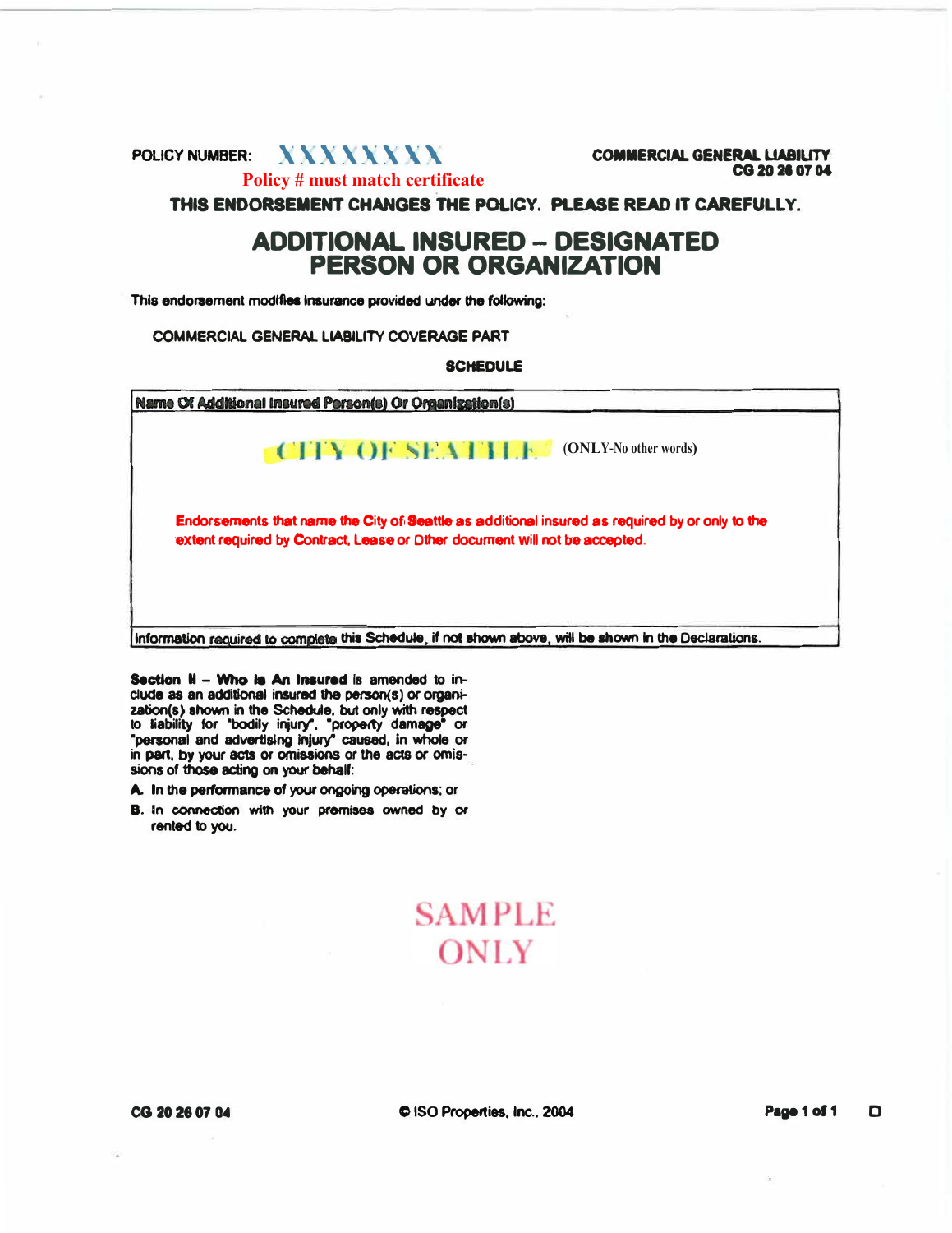POLICY NUMBER: XXXXXXXX

**Policy # must match certificate**

COMMERCIAL GENERAL LIABILITY
CG 20 26 07 04

**THIS ENDORSEMENT CHANGES THE POLICY. PLEASE READ IT CAREFULLY.**

# ADDITIONAL INSURED – DESIGNATED PERSON OR ORGANIZATION

This endorsement modifies insurance provided under the following:

COMMERCIAL GENERAL LIABILITY COVERAGE PART

**SCHEDULE**

| Name Of Additional Insured Person(s) Or Organization(s) |
|---|
| CITY OF SEATTLE (ONLY-No other words) <br><br> Endorsements that name the City of Seattle as additional insured as required by or only to the extent required by Contract, Lease or Other document will not be accepted. |
| Information required to complete this Schedule, if not shown above, will be shown in the Declarations. |

**Section II – Who Is An Insured** is amended to include as an additional insured the person(s) or organization(s) shown in the Schedule, but only with respect to liability for "bodily injury", "property damage" or "personal and advertising injury" caused, in whole or in part, by your acts or omissions or the acts or omissions of those acting on your behalf:

**A.** In the performance of your ongoing operations; or

**B.** In connection with your premises owned by or rented to you.

SAMPLE ONLY

CG 20 26 07 04 © ISO Properties, Inc., 2004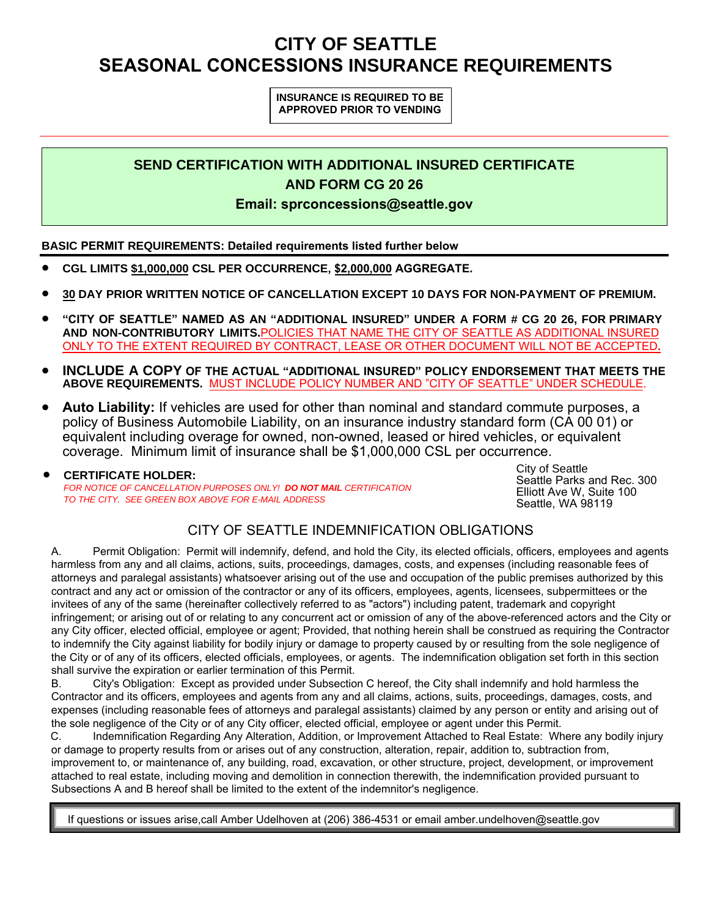# CITY OF SEATTLE
# SEASONAL CONCESSIONS INSURANCE REQUIREMENTS

**INSURANCE IS REQUIRED TO BE APPROVED PRIOR TO VENDING**

---

**SEND CERTIFICATION WITH ADDITIONAL INSURED CERTIFICATE AND FORM CG 20 26**

**Email: sprconcessions@seattle.gov**

**BASIC PERMIT REQUIREMENTS: Detailed requirements listed further below**

- **CGL LIMITS $1,000,000 CSL PER OCCURRENCE, $2,000,000 AGGREGATE.**
- **30 DAY PRIOR WRITTEN NOTICE OF CANCELLATION EXCEPT 10 DAYS FOR NON-PAYMENT OF PREMIUM.**
- **"CITY OF SEATTLE" NAMED AS AN "ADDITIONAL INSURED" UNDER A FORM # CG 20 26, FOR PRIMARY AND NON-CONTRIBUTORY LIMITS.** POLICIES THAT NAME THE CITY OF SEATTLE AS ADDITIONAL INSURED ONLY TO THE EXTENT REQUIRED BY CONTRACT, LEASE OR OTHER DOCUMENT WILL NOT BE ACCEPTED.
- **INCLUDE A COPY OF THE ACTUAL "ADDITIONAL INSURED" POLICY ENDORSEMENT THAT MEETS THE ABOVE REQUIREMENTS.** MUST INCLUDE POLICY NUMBER AND "CITY OF SEATTLE" UNDER SCHEDULE.
- **Auto Liability:** If vehicles are used for other than nominal and standard commute purposes, a policy of Business Automobile Liability, on an insurance industry standard form (CA 00 01) or equivalent including overage for owned, non-owned, leased or hired vehicles, or equivalent coverage. Minimum limit of insurance shall be $1,000,000 CSL per occurrence.
- **CERTIFICATE HOLDER:**
  *FOR NOTICE OF CANCELLATION PURPOSES ONLY! **DO NOT MAIL** CERTIFICATION TO THE CITY. SEE GREEN BOX ABOVE FOR E-MAIL ADDRESS*

  City of Seattle
  Seattle Parks and Rec. 300
  Elliott Ave W, Suite 100
  Seattle, WA 98119

## CITY OF SEATTLE INDEMNIFICATION OBLIGATIONS

A. Permit Obligation: Permit will indemnify, defend, and hold the City, its elected officials, officers, employees and agents harmless from any and all claims, actions, suits, proceedings, damages, costs, and expenses (including reasonable fees of attorneys and paralegal assistants) whatsoever arising out of the use and occupation of the public premises authorized by this contract and any act or omission of the contractor or any of its officers, employees, agents, licensees, subpermittees or the invitees of any of the same (hereinafter collectively referred to as "actors") including patent, trademark and copyright infringement; or arising out of or relating to any concurrent act or omission of any of the above-referenced actors and the City or any City officer, elected official, employee or agent; Provided, that nothing herein shall be construed as requiring the Contractor to indemnify the City against liability for bodily injury or damage to property caused by or resulting from the sole negligence of the City or of any of its officers, elected officials, employees, or agents. The indemnification obligation set forth in this section shall survive the expiration or earlier termination of this Permit.

B. City's Obligation: Except as provided under Subsection C hereof, the City shall indemnify and hold harmless the Contractor and its officers, employees and agents from any and all claims, actions, suits, proceedings, damages, costs, and expenses (including reasonable fees of attorneys and paralegal assistants) claimed by any person or entity and arising out of the sole negligence of the City or of any City officer, elected official, employee or agent under this Permit.

C. Indemnification Regarding Any Alteration, Addition, or Improvement Attached to Real Estate: Where any bodily injury or damage to property results from or arises out of any construction, alteration, repair, addition to, subtraction from, improvement to, or maintenance of, any building, road, excavation, or other structure, project, development, or improvement attached to real estate, including moving and demolition in connection therewith, the indemnification provided pursuant to Subsections A and B hereof shall be limited to the extent of the indemnitor's negligence.

If questions or issues arise,call Amber Udelhoven at (206) 386-4531 or email amber.undelhoven@seattle.gov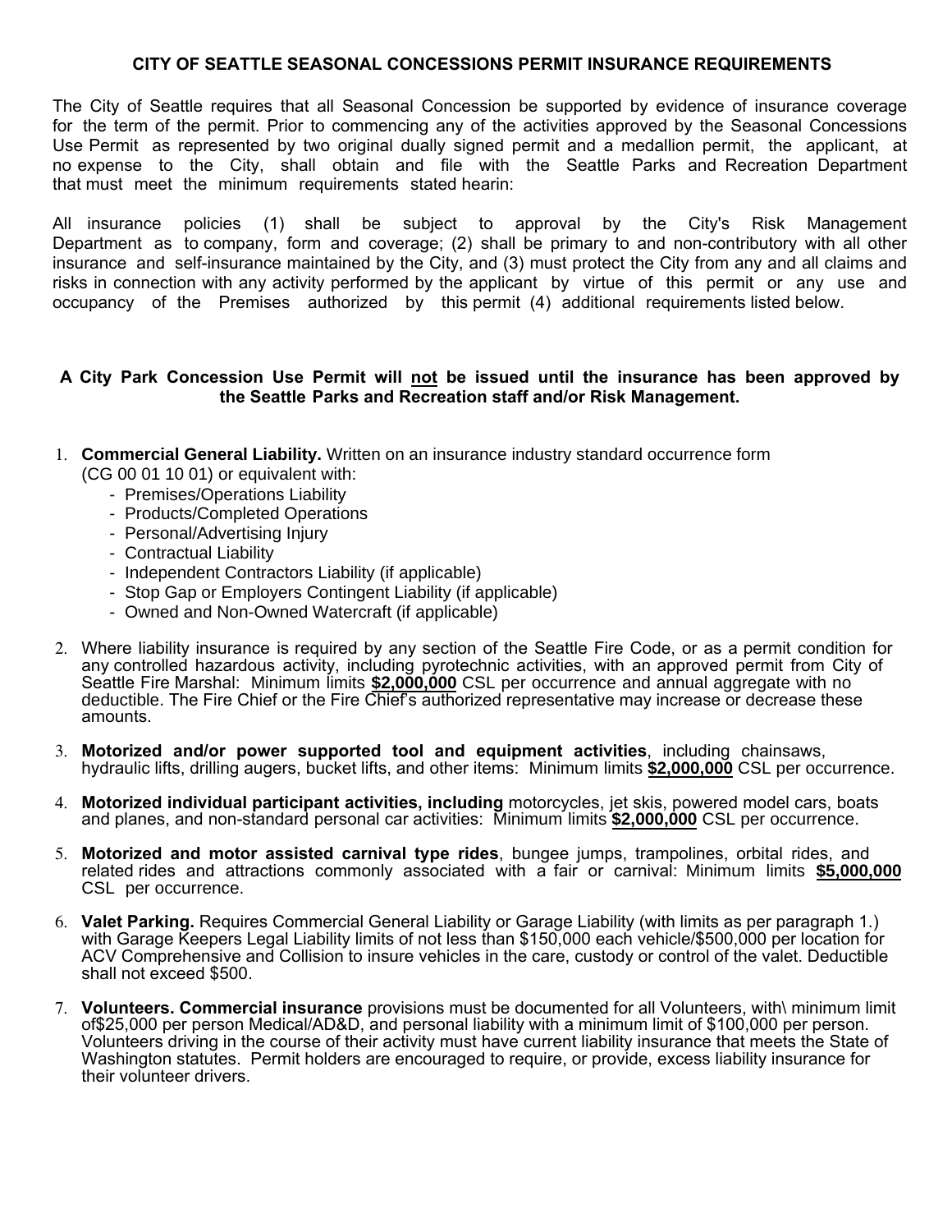**CITY OF SEATTLE SEASONAL CONCESSIONS PERMIT INSURANCE REQUIREMENTS**

The City of Seattle requires that all Seasonal Concession be supported by evidence of insurance coverage for the term of the permit. Prior to commencing any of the activities approved by the Seasonal Concessions Use Permit as represented by two original dually signed permit and a medallion permit, the applicant, at no expense to the City, shall obtain and file with the Seattle Parks and Recreation Department that must meet the minimum requirements stated hearin:

All insurance policies (1) shall be subject to approval by the City's Risk Management Department as to company, form and coverage; (2) shall be primary to and non-contributory with all other insurance and self-insurance maintained by the City, and (3) must protect the City from any and all claims and risks in connection with any activity performed by the applicant by virtue of this permit or any use and occupancy of the Premises authorized by this permit (4) additional requirements listed below.

**A City Park Concession Use Permit will not be issued until the insurance has been approved by the Seattle Parks and Recreation staff and/or Risk Management.**

1. **Commercial General Liability.** Written on an insurance industry standard occurrence form (CG 00 01 10 01) or equivalent with:
   - Premises/Operations Liability
   - Products/Completed Operations
   - Personal/Advertising Injury
   - Contractual Liability
   - Independent Contractors Liability (if applicable)
   - Stop Gap or Employers Contingent Liability (if applicable)
   - Owned and Non-Owned Watercraft (if applicable)
2. Where liability insurance is required by any section of the Seattle Fire Code, or as a permit condition for any controlled hazardous activity, including pyrotechnic activities, with an approved permit from City of Seattle Fire Marshal: Minimum limits **$2,000,000** CSL per occurrence and annual aggregate with no deductible. The Fire Chief or the Fire Chief's authorized representative may increase or decrease these amounts.
3. **Motorized and/or power supported tool and equipment activities**, including chainsaws, hydraulic lifts, drilling augers, bucket lifts, and other items: Minimum limits **$2,000,000** CSL per occurrence.
4. **Motorized individual participant activities, including** motorcycles, jet skis, powered model cars, boats and planes, and non-standard personal car activities: Minimum limits **$2,000,000** CSL per occurrence.
5. **Motorized and motor assisted carnival type rides**, bungee jumps, trampolines, orbital rides, and related rides and attractions commonly associated with a fair or carnival: Minimum limits **$5,000,000** CSL per occurrence.
6. **Valet Parking.** Requires Commercial General Liability or Garage Liability (with limits as per paragraph 1.) with Garage Keepers Legal Liability limits of not less than $150,000 each vehicle/$500,000 per location for ACV Comprehensive and Collision to insure vehicles in the care, custody or control of the valet. Deductible shall not exceed $500.
7. **Volunteers. Commercial insurance** provisions must be documented for all Volunteers, with\ minimum limit of$25,000 per person Medical/AD&D, and personal liability with a minimum limit of $100,000 per person. Volunteers driving in the course of their activity must have current liability insurance that meets the State of Washington statutes. Permit holders are encouraged to require, or provide, excess liability insurance for their volunteer drivers.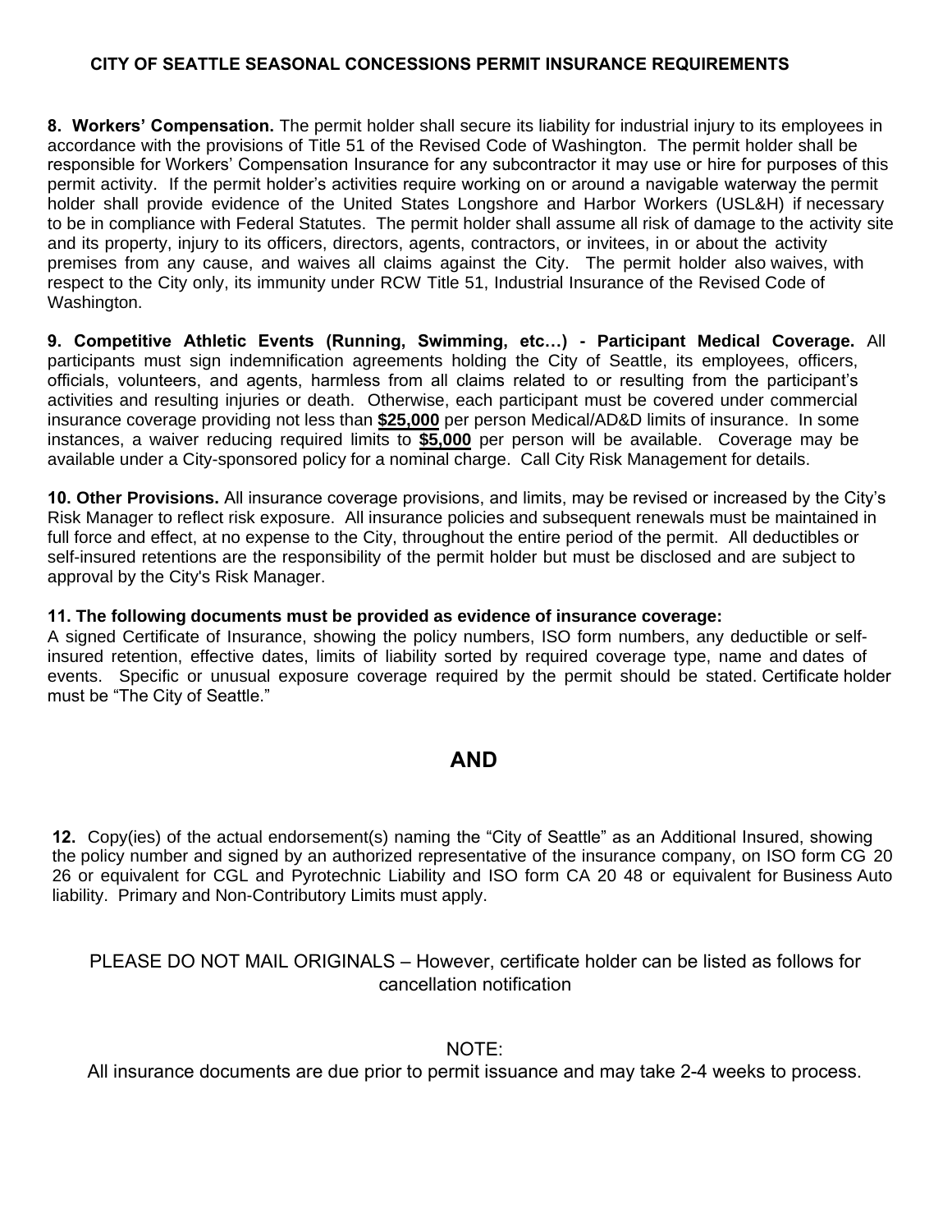**CITY OF SEATTLE SEASONAL CONCESSIONS PERMIT INSURANCE REQUIREMENTS**

**8. Workers' Compensation.** The permit holder shall secure its liability for industrial injury to its employees in accordance with the provisions of Title 51 of the Revised Code of Washington. The permit holder shall be responsible for Workers' Compensation Insurance for any subcontractor it may use or hire for purposes of this permit activity. If the permit holder's activities require working on or around a navigable waterway the permit holder shall provide evidence of the United States Longshore and Harbor Workers (USL&H) if necessary to be in compliance with Federal Statutes. The permit holder shall assume all risk of damage to the activity site and its property, injury to its officers, directors, agents, contractors, or invitees, in or about the activity premises from any cause, and waives all claims against the City. The permit holder also waives, with respect to the City only, its immunity under RCW Title 51, Industrial Insurance of the Revised Code of Washington.

**9. Competitive Athletic Events (Running, Swimming, etc…) - Participant Medical Coverage.** All participants must sign indemnification agreements holding the City of Seattle, its employees, officers, officials, volunteers, and agents, harmless from all claims related to or resulting from the participant's activities and resulting injuries or death. Otherwise, each participant must be covered under commercial insurance coverage providing not less than **$25,000** per person Medical/AD&D limits of insurance. In some instances, a waiver reducing required limits to **$5,000** per person will be available. Coverage may be available under a City-sponsored policy for a nominal charge. Call City Risk Management for details.

**10. Other Provisions.** All insurance coverage provisions, and limits, may be revised or increased by the City's Risk Manager to reflect risk exposure. All insurance policies and subsequent renewals must be maintained in full force and effect, at no expense to the City, throughout the entire period of the permit. All deductibles or self-insured retentions are the responsibility of the permit holder but must be disclosed and are subject to approval by the City's Risk Manager.

**11. The following documents must be provided as evidence of insurance coverage:**
A signed Certificate of Insurance, showing the policy numbers, ISO form numbers, any deductible or self-insured retention, effective dates, limits of liability sorted by required coverage type, name and dates of events. Specific or unusual exposure coverage required by the permit should be stated. Certificate holder must be "The City of Seattle."

## AND

**12.** Copy(ies) of the actual endorsement(s) naming the "City of Seattle" as an Additional Insured, showing the policy number and signed by an authorized representative of the insurance company, on ISO form CG 20 26 or equivalent for CGL and Pyrotechnic Liability and ISO form CA 20 48 or equivalent for Business Auto liability. Primary and Non-Contributory Limits must apply.

PLEASE DO NOT MAIL ORIGINALS – However, certificate holder can be listed as follows for cancellation notification

NOTE:
All insurance documents are due prior to permit issuance and may take 2-4 weeks to process.